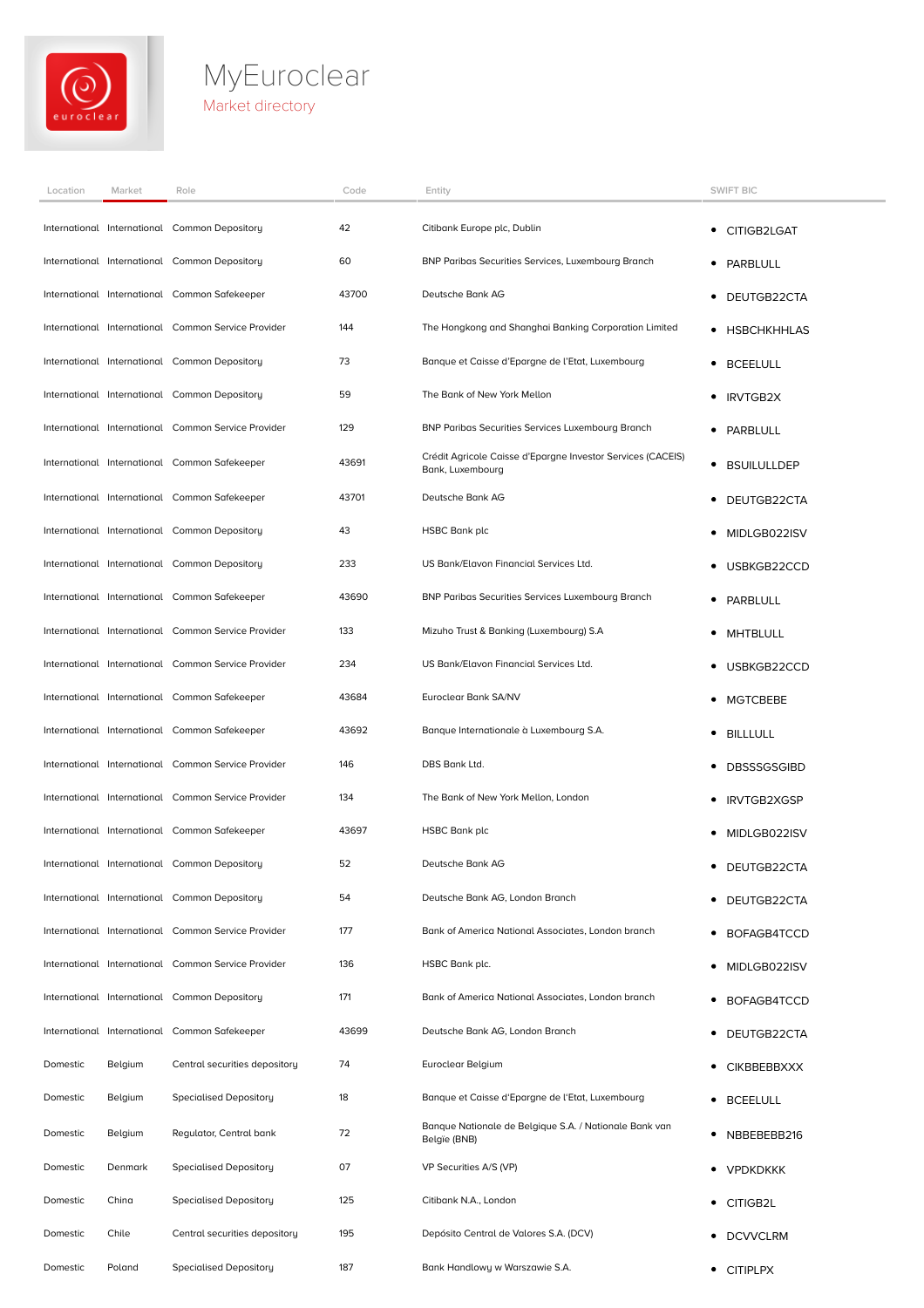# MyEuroclear

## Market directory

| Location | Market | Role | Code | Entity | SWIFT BIC |
|---|---|---|---|---|---|
| International | International | Common Depository | 42 | Citibank Europe plc, Dublin | • CITIGB2LGAT |
| International | International | Common Depository | 60 | BNP Paribas Securities Services, Luxembourg Branch | • PARBLULL |
| International | International | Common Safekeeper | 43700 | Deutsche Bank AG | • DEUTGB22CTA |
| International | International | Common Service Provider | 144 | The Hongkong and Shanghai Banking Corporation Limited | • HSBCHKHHLAS |
| International | International | Common Depository | 73 | Banque et Caisse d'Epargne de l'Etat, Luxembourg | • BCEELULL |
| International | International | Common Depository | 59 | The Bank of New York Mellon | • IRVTGB2X |
| International | International | Common Service Provider | 129 | BNP Paribas Securities Services Luxembourg Branch | • PARBLULL |
| International | International | Common Safekeeper | 43691 | Crédit Agricole Caisse d'Epargne Investor Services (CACEIS) Bank, Luxembourg | • BSUILULLDEP |
| International | International | Common Safekeeper | 43701 | Deutsche Bank AG | • DEUTGB22CTA |
| International | International | Common Depository | 43 | HSBC Bank plc | • MIDLGB022ISV |
| International | International | Common Depository | 233 | US Bank/Elavon Financial Services Ltd. | • USBKGB22CCD |
| International | International | Common Safekeeper | 43690 | BNP Paribas Securities Services Luxembourg Branch | • PARBLULL |
| International | International | Common Service Provider | 133 | Mizuho Trust & Banking (Luxembourg) S.A | • MHTBLULL |
| International | International | Common Service Provider | 234 | US Bank/Elavon Financial Services Ltd. | • USBKGB22CCD |
| International | International | Common Safekeeper | 43684 | Euroclear Bank SA/NV | • MGTCBEBE |
| International | International | Common Safekeeper | 43692 | Banque Internationale à Luxembourg S.A. | • BILLLULL |
| International | International | Common Service Provider | 146 | DBS Bank Ltd. | • DBSSSGSGIBD |
| International | International | Common Service Provider | 134 | The Bank of New York Mellon, London | • IRVTGB2XGSP |
| International | International | Common Safekeeper | 43697 | HSBC Bank plc | • MIDLGB022ISV |
| International | International | Common Depository | 52 | Deutsche Bank AG | • DEUTGB22CTA |
| International | International | Common Depository | 54 | Deutsche Bank AG, London Branch | • DEUTGB22CTA |
| International | International | Common Service Provider | 177 | Bank of America National Associates, London branch | • BOFAGB4TCCD |
| International | International | Common Service Provider | 136 | HSBC Bank plc. | • MIDLGB022ISV |
| International | International | Common Depository | 171 | Bank of America National Associates, London branch | • BOFAGB4TCCD |
| International | International | Common Safekeeper | 43699 | Deutsche Bank AG, London Branch | • DEUTGB22CTA |
| Domestic | Belgium | Central securities depository | 74 | Euroclear Belgium | • CIKBBEBBXXX |
| Domestic | Belgium | Specialised Depository | 18 | Banque et Caisse d'Epargne de l'Etat, Luxembourg | • BCEELULL |
| Domestic | Belgium | Regulator, Central bank | 72 | Banque Nationale de Belgique S.A. / Nationale Bank van Belgie (BNB) | • NBBEBEBB216 |
| Domestic | Denmark | Specialised Depository | 07 | VP Securities A/S (VP) | • VPDKDKKK |
| Domestic | China | Specialised Depository | 125 | Citibank N.A., London | • CITIGB2L |
| Domestic | Chile | Central securities depository | 195 | Depósito Central de Valores S.A. (DCV) | • DCVVCLRM |
| Domestic | Poland | Specialised Depository | 187 | Bank Handlowy w Warszawie S.A. | • CITIPLPX |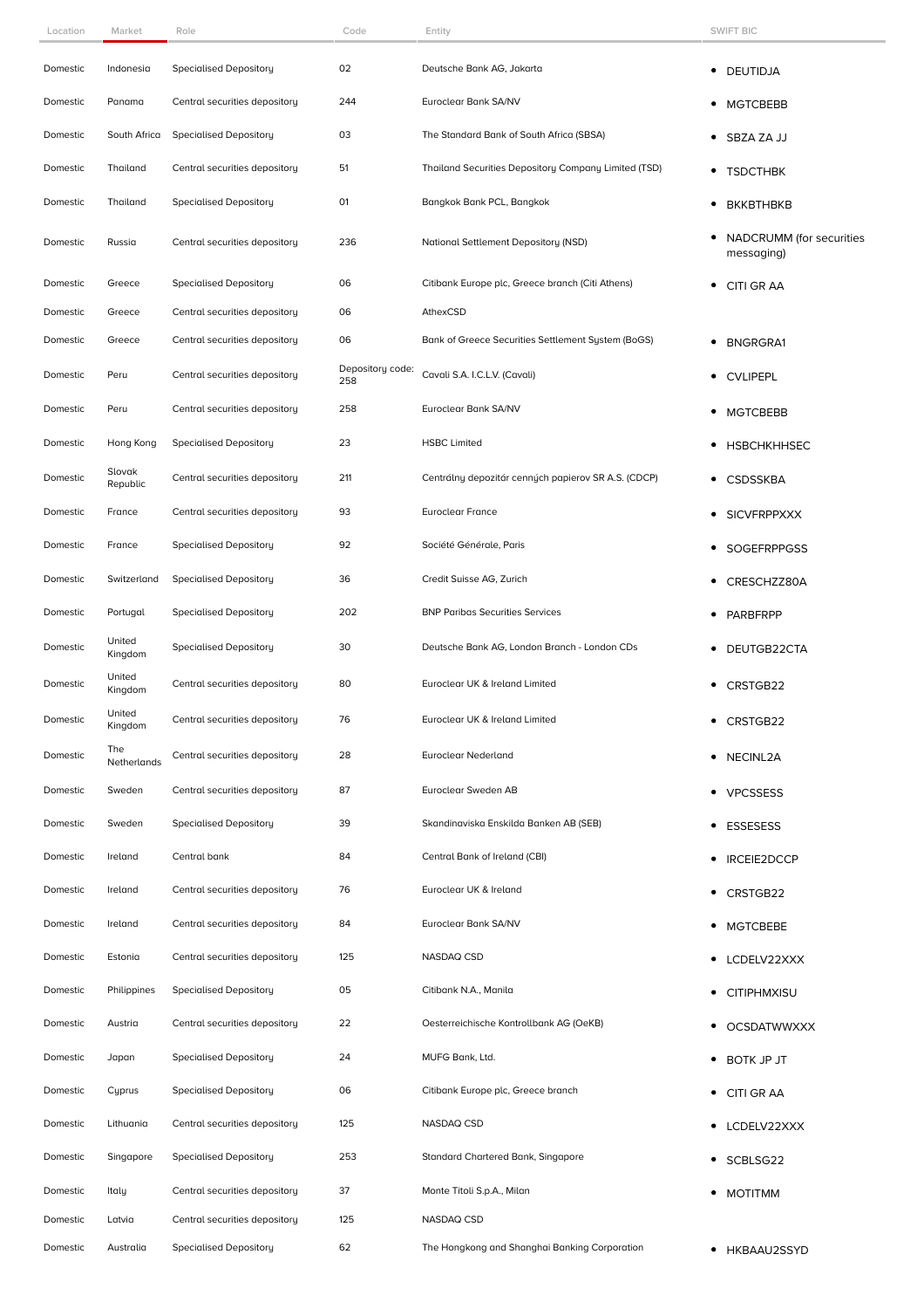| Location | Market | Role | Code | Entity | SWIFT BIC |
| --- | --- | --- | --- | --- | --- |
| Domestic | Indonesia | Specialised Depository | 02 | Deutsche Bank AG, Jakarta | • DEUTIDJA |
| Domestic | Panama | Central securities depository | 244 | Euroclear Bank SA/NV | • MGTCBEBB |
| Domestic | South Africa | Specialised Depository | 03 | The Standard Bank of South Africa (SBSA) | • SBZA ZA JJ |
| Domestic | Thailand | Central securities depository | 51 | Thailand Securities Depository Company Limited (TSD) | • TSDCTHBK |
| Domestic | Thailand | Specialised Depository | 01 | Bangkok Bank PCL, Bangkok | • BKKBTHBKB |
| Domestic | Russia | Central securities depository | 236 | National Settlement Depository (NSD) | • NADCRUMM (for securities messaging) |
| Domestic | Greece | Specialised Depository | 06 | Citibank Europe plc, Greece branch (Citi Athens) | • CITI GR AA |
| Domestic | Greece | Central securities depository | 06 | AthexCSD | |
| Domestic | Greece | Central securities depository | 06 | Bank of Greece Securities Settlement System (BoGS) | • BNGRGRA1 |
| Domestic | Peru | Central securities depository | Depository code: 258 | Cavali S.A. I.C.L.V. (Cavali) | • CVLIPEPL |
| Domestic | Peru | Central securities depository | 258 | Euroclear Bank SA/NV | • MGTCBEBB |
| Domestic | Hong Kong | Specialised Depository | 23 | HSBC Limited | • HSBCHKHHSEC |
| Domestic | Slovak Republic | Central securities depository | 211 | Centrálny depozitár cenných papierov SR A.S. (CDCP) | • CSDSSKBA |
| Domestic | France | Central securities depository | 93 | Euroclear France | • SICVFRPPXXX |
| Domestic | France | Specialised Depository | 92 | Société Générale, Paris | • SOGEFRPPGSS |
| Domestic | Switzerland | Specialised Depository | 36 | Credit Suisse AG, Zurich | • CRESCHZZ80A |
| Domestic | Portugal | Specialised Depository | 202 | BNP Paribas Securities Services | • PARBFRPP |
| Domestic | United Kingdom | Specialised Depository | 30 | Deutsche Bank AG, London Branch - London CDs | • DEUTGB22CTA |
| Domestic | United Kingdom | Central securities depository | 80 | Euroclear UK & Ireland Limited | • CRSTGB22 |
| Domestic | United Kingdom | Central securities depository | 76 | Euroclear UK & Ireland Limited | • CRSTGB22 |
| Domestic | The Netherlands | Central securities depository | 28 | Euroclear Nederland | • NECINL2A |
| Domestic | Sweden | Central securities depository | 87 | Euroclear Sweden AB | • VPCSSESS |
| Domestic | Sweden | Specialised Depository | 39 | Skandinaviska Enskilda Banken AB (SEB) | • ESSESESS |
| Domestic | Ireland | Central bank | 84 | Central Bank of Ireland (CBI) | • IRCEIE2DCCP |
| Domestic | Ireland | Central securities depository | 76 | Euroclear UK & Ireland | • CRSTGB22 |
| Domestic | Ireland | Central securities depository | 84 | Euroclear Bank SA/NV | • MGTCBEBE |
| Domestic | Estonia | Central securities depository | 125 | NASDAQ CSD | • LCDELV22XXX |
| Domestic | Philippines | Specialised Depository | 05 | Citibank N.A., Manila | • CITIPHMXISU |
| Domestic | Austria | Central securities depository | 22 | Oesterreichische Kontrollbank AG (OeKB) | • OCSDATWWXXX |
| Domestic | Japan | Specialised Depository | 24 | MUFG Bank, Ltd. | • BOTK JP JT |
| Domestic | Cyprus | Specialised Depository | 06 | Citibank Europe plc, Greece branch | • CITI GR AA |
| Domestic | Lithuania | Central securities depository | 125 | NASDAQ CSD | • LCDELV22XXX |
| Domestic | Singapore | Specialised Depository | 253 | Standard Chartered Bank, Singapore | • SCBLSG22 |
| Domestic | Italy | Central securities depository | 37 | Monte Titoli S.p.A., Milan | • MOTITMM |
| Domestic | Latvia | Central securities depository | 125 | NASDAQ CSD | |
| Domestic | Australia | Specialised Depository | 62 | The Hongkong and Shanghai Banking Corporation | • HKBAAU2SSYD |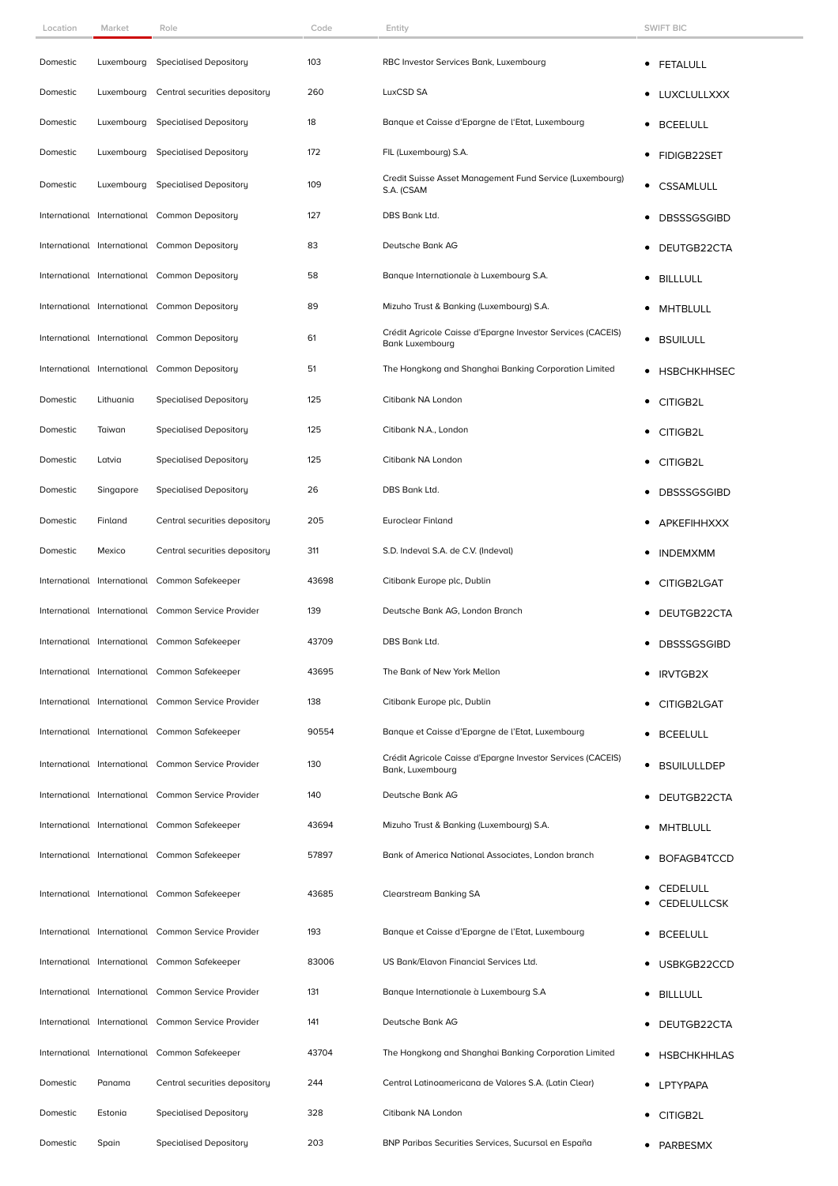| Location | Market | Role | Code | Entity | SWIFT BIC |
|---|---|---|---|---|---|
| Domestic | Luxembourg | Specialised Depository | 103 | RBC Investor Services Bank, Luxembourg | • FETALULL |
| Domestic | Luxembourg | Central securities depository | 260 | LuxCSD SA | • LUXCLULLXXX |
| Domestic | Luxembourg | Specialised Depository | 18 | Banque et Caisse d'Epargne de l'Etat, Luxembourg | • BCEELULL |
| Domestic | Luxembourg | Specialised Depository | 172 | FIL (Luxembourg) S.A. | • FIDIGB22SET |
| Domestic | Luxembourg | Specialised Depository | 109 | Credit Suisse Asset Management Fund Service (Luxembourg) S.A. (CSAM | • CSSAMLULL |
| International | International | Common Depository | 127 | DBS Bank Ltd. | • DBSSSGSGIBD |
| International | International | Common Depository | 83 | Deutsche Bank AG | • DEUTGB22CTA |
| International | International | Common Depository | 58 | Banque Internationale à Luxembourg S.A. | • BILLLULL |
| International | International | Common Depository | 89 | Mizuho Trust & Banking (Luxembourg) S.A. | • MHTBLULL |
| International | International | Common Depository | 61 | Crédit Agricole Caisse d'Epargne Investor Services (CACEIS) Bank Luxembourg | • BSUILULL |
| International | International | Common Depository | 51 | The Hongkong and Shanghai Banking Corporation Limited | • HSBCHKHHSEC |
| Domestic | Lithuania | Specialised Depository | 125 | Citibank NA London | • CITIGB2L |
| Domestic | Taiwan | Specialised Depository | 125 | Citibank N.A., London | • CITIGB2L |
| Domestic | Latvia | Specialised Depository | 125 | Citibank NA London | • CITIGB2L |
| Domestic | Singapore | Specialised Depository | 26 | DBS Bank Ltd. | • DBSSSGSGIBD |
| Domestic | Finland | Central securities depository | 205 | Euroclear Finland | • APKEFIHHXXX |
| Domestic | Mexico | Central securities depository | 311 | S.D. Indeval S.A. de C.V. (Indeval) | • INDEMXMM |
| International | International | Common Safekeeper | 43698 | Citibank Europe plc, Dublin | • CITIGB2LGAT |
| International | International | Common Service Provider | 139 | Deutsche Bank AG, London Branch | • DEUTGB22CTA |
| International | International | Common Safekeeper | 43709 | DBS Bank Ltd. | • DBSSSGSGIBD |
| International | International | Common Safekeeper | 43695 | The Bank of New York Mellon | • IRVTGB2X |
| International | International | Common Service Provider | 138 | Citibank Europe plc, Dublin | • CITIGB2LGAT |
| International | International | Common Safekeeper | 90554 | Banque et Caisse d'Epargne de l'Etat, Luxembourg | • BCEELULL |
| International | International | Common Service Provider | 130 | Crédit Agricole Caisse d'Epargne Investor Services (CACEIS) Bank, Luxembourg | • BSUILULLDEP |
| International | International | Common Service Provider | 140 | Deutsche Bank AG | • DEUTGB22CTA |
| International | International | Common Safekeeper | 43694 | Mizuho Trust & Banking (Luxembourg) S.A. | • MHTBLULL |
| International | International | Common Safekeeper | 57897 | Bank of America National Associates, London branch | • BOFAGB4TCCD |
| International | International | Common Safekeeper | 43685 | Clearstream Banking SA | • CEDELULL<br>• CEDELULLCSK |
| International | International | Common Service Provider | 193 | Banque et Caisse d'Epargne de l'Etat, Luxembourg | • BCEELULL |
| International | International | Common Safekeeper | 83006 | US Bank/Elavon Financial Services Ltd. | • USBKGB22CCD |
| International | International | Common Service Provider | 131 | Banque Internationale à Luxembourg S.A | • BILLLULL |
| International | International | Common Service Provider | 141 | Deutsche Bank AG | • DEUTGB22CTA |
| International | International | Common Safekeeper | 43704 | The Hongkong and Shanghai Banking Corporation Limited | • HSBCHKHHLAS |
| Domestic | Panama | Central securities depository | 244 | Central Latinoamericana de Valores S.A. (Latin Clear) | • LPTYPAPA |
| Domestic | Estonia | Specialised Depository | 328 | Citibank NA London | • CITIGB2L |
| Domestic | Spain | Specialised Depository | 203 | BNP Paribas Securities Services, Sucursal en España | • PARBESMX |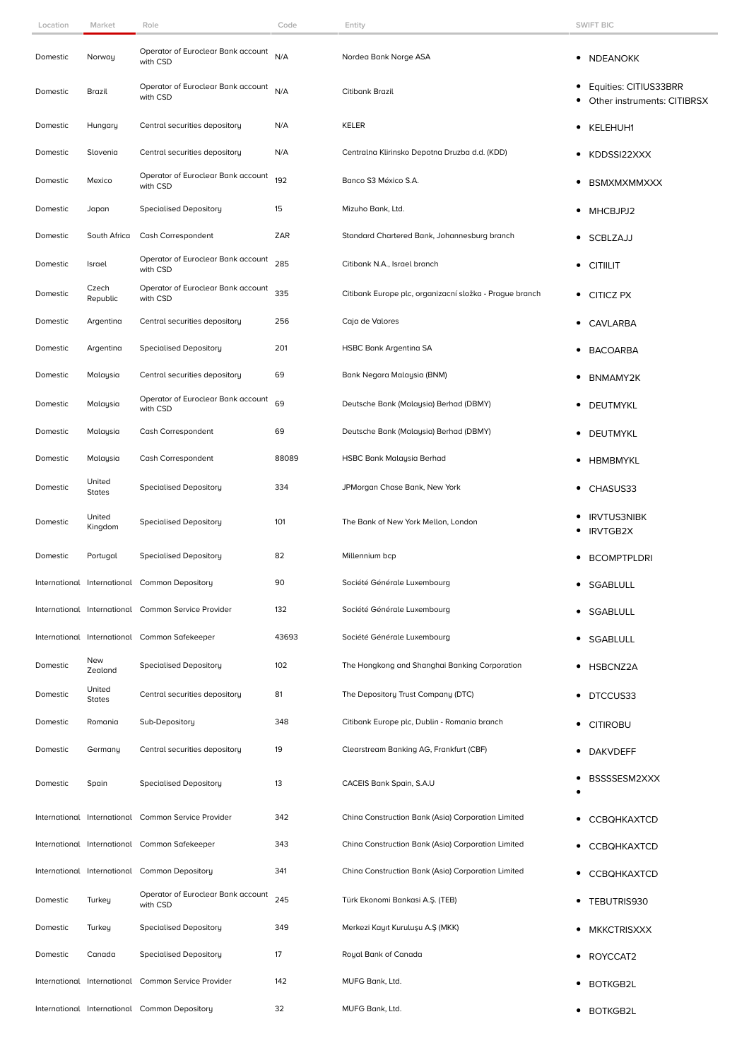| Location | Market | Role | Code | Entity | SWIFT BIC |
| --- | --- | --- | --- | --- | --- |
| Domestic | Norway | Operator of Euroclear Bank account with CSD | N/A | Nordea Bank Norge ASA | • NDEANOKK |
| Domestic | Brazil | Operator of Euroclear Bank account with CSD | N/A | Citibank Brazil | • Equities: CITIUS33BRR<br>• Other instruments: CITIBRSX |
| Domestic | Hungary | Central securities depository | N/A | KELER | • KELEHUH1 |
| Domestic | Slovenia | Central securities depository | N/A | Centralna Klirinsko Depotna Druzba d.d. (KDD) | • KDDSSI22XXX |
| Domestic | Mexico | Operator of Euroclear Bank account with CSD | 192 | Banco S3 México S.A. | • BSMXMXMMXXX |
| Domestic | Japan | Specialised Depository | 15 | Mizuho Bank, Ltd. | • MHCBJPJ2 |
| Domestic | South Africa | Cash Correspondent | ZAR | Standard Chartered Bank, Johannesburg branch | • SCBLZAJJ |
| Domestic | Israel | Operator of Euroclear Bank account with CSD | 285 | Citibank N.A., Israel branch | • CITIILIT |
| Domestic | Czech Republic | Operator of Euroclear Bank account with CSD | 335 | Citibank Europe plc, organizační složka - Prague branch | • CITICZ PX |
| Domestic | Argentina | Central securities depository | 256 | Caja de Valores | • CAVLARBA |
| Domestic | Argentina | Specialised Depository | 201 | HSBC Bank Argentina SA | • BACOARBA |
| Domestic | Malaysia | Central securities depository | 69 | Bank Negara Malaysia (BNM) | • BNMAMY2K |
| Domestic | Malaysia | Operator of Euroclear Bank account with CSD | 69 | Deutsche Bank (Malaysia) Berhad (DBMY) | • DEUTMYKL |
| Domestic | Malaysia | Cash Correspondent | 69 | Deutsche Bank (Malaysia) Berhad (DBMY) | • DEUTMYKL |
| Domestic | Malaysia | Cash Correspondent | 88089 | HSBC Bank Malaysia Berhad | • HBMBMYKL |
| Domestic | United States | Specialised Depository | 334 | JPMorgan Chase Bank, New York | • CHASUS33 |
| Domestic | United Kingdom | Specialised Depository | 101 | The Bank of New York Mellon, London | • IRVTUS3NIBK<br>• IRVTGB2X |
| Domestic | Portugal | Specialised Depository | 82 | Millennium bcp | • BCOMPTPLDRI |
| International | International | Common Depository | 90 | Société Générale Luxembourg | • SGABLULL |
| International | International | Common Service Provider | 132 | Société Générale Luxembourg | • SGABLULL |
| International | International | Common Safekeeper | 43693 | Société Générale Luxembourg | • SGABLULL |
| Domestic | New Zealand | Specialised Depository | 102 | The Hongkong and Shanghai Banking Corporation | • HSBCNZ2A |
| Domestic | United States | Central securities depository | 81 | The Depository Trust Company (DTC) | • DTCCUS33 |
| Domestic | Romania | Sub-Depository | 348 | Citibank Europe plc, Dublin - Romania branch | • CITIROBU |
| Domestic | Germany | Central securities depository | 19 | Clearstream Banking AG, Frankfurt (CBF) | • DAKVDEFF |
| Domestic | Spain | Specialised Depository | 13 | CACEIS Bank Spain, S.A.U | • BSSSSESM2XXX<br>• |
| International | International | Common Service Provider | 342 | China Construction Bank (Asia) Corporation Limited | • CCBQHKAXTCD |
| International | International | Common Safekeeper | 343 | China Construction Bank (Asia) Corporation Limited | • CCBQHKAXTCD |
| International | International | Common Depository | 341 | China Construction Bank (Asia) Corporation Limited | • CCBQHKAXTCD |
| Domestic | Turkey | Operator of Euroclear Bank account with CSD | 245 | Türk Ekonomi Bankasi A.Ş. (TEB) | • TEBUTRIS930 |
| Domestic | Turkey | Specialised Depository | 349 | Merkezi Kayıt Kuruluşu A.Ş (MKK) | • MKKCTRISXXX |
| Domestic | Canada | Specialised Depository | 17 | Royal Bank of Canada | • ROYCCAT2 |
| International | International | Common Service Provider | 142 | MUFG Bank, Ltd. | • BOTKGB2L |
| International | International | Common Depository | 32 | MUFG Bank, Ltd. | • BOTKGB2L |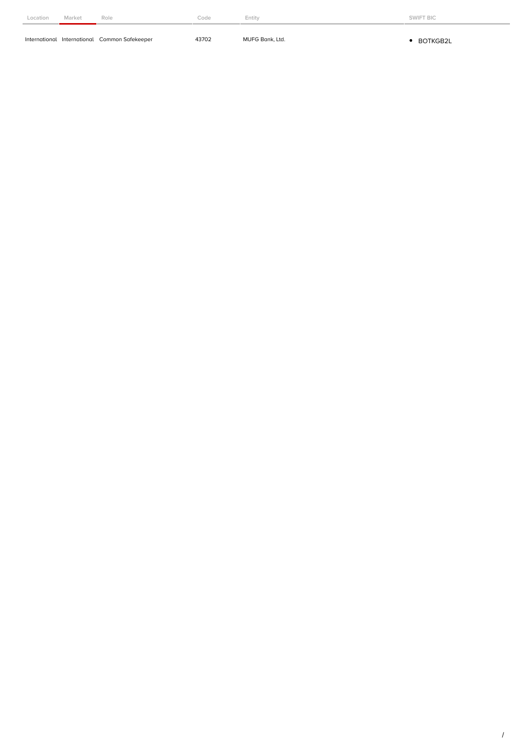| Location | Market | Role | Code | Entity | SWIFT BIC |
| --- | --- | --- | --- | --- | --- |
| International | International | Common Safekeeper | 43702 | MUFG Bank, Ltd. | • BOTKGB2L |